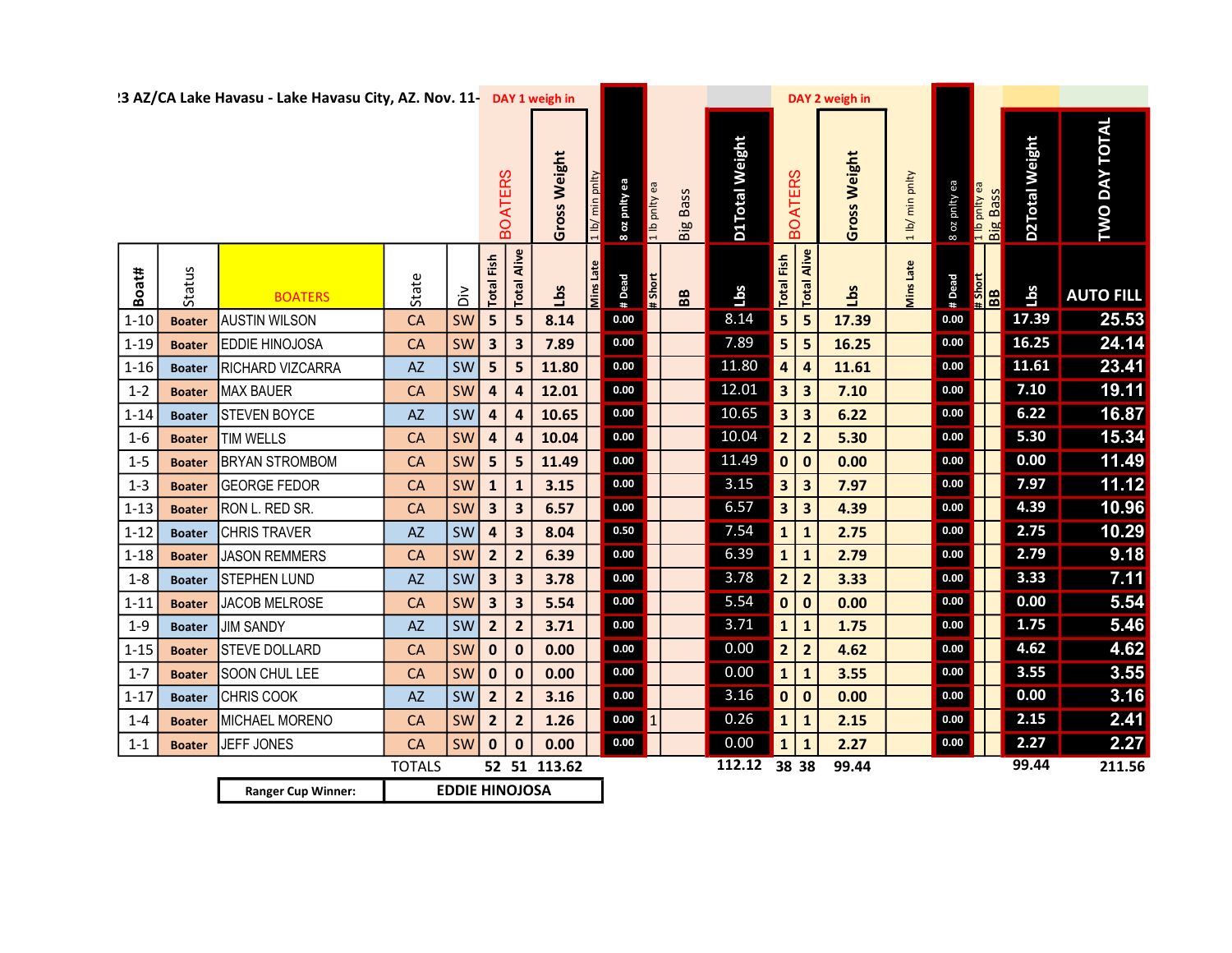3 AZ/CA Lake Havasu - Lake Havasu City, AZ. Nov. 11-

| Boat# | Status | BOATERS | State | Div | DAY 1 weigh in BOATERS Total Fish | Total Alive | Gross Weight Lbs | 1 lb/ min pnlty Mins Late | 8 oz pnlty ea # Dead | 1 lb pnlty ea # Short | Big Bass BB | D1Total Weight Lbs | DAY 2 weigh in BOATERS Total Fish | Total Alive | Gross Weight Lbs | 1 lb/ min pnlty Mins Late | 8 oz pnlty ea # Dead | 1 lb pnlty ea # Short | Big Bass BB | D2Total Weight Lbs | TWO DAY TOTAL AUTO FILL |
|---|---|---|---|---|---|---|---|---|---|---|---|---|---|---|---|---|---|---|---|---|---|
| 1-10 | Boater | AUSTIN WILSON | CA | SW | 5 | 5 | 8.14 | | 0.00 | | | 8.14 | 5 | 5 | 17.39 | | 0.00 | | | 17.39 | 25.53 |
| 1-19 | Boater | EDDIE HINOJOSA | CA | SW | 3 | 3 | 7.89 | | 0.00 | | | 7.89 | 5 | 5 | 16.25 | | 0.00 | | | 16.25 | 24.14 |
| 1-16 | Boater | RICHARD VIZCARRA | AZ | SW | 5 | 5 | 11.80 | | 0.00 | | | 11.80 | 4 | 4 | 11.61 | | 0.00 | | | 11.61 | 23.41 |
| 1-2 | Boater | MAX BAUER | CA | SW | 4 | 4 | 12.01 | | 0.00 | | | 12.01 | 3 | 3 | 7.10 | | 0.00 | | | 7.10 | 19.11 |
| 1-14 | Boater | STEVEN BOYCE | AZ | SW | 4 | 4 | 10.65 | | 0.00 | | | 10.65 | 3 | 3 | 6.22 | | 0.00 | | | 6.22 | 16.87 |
| 1-6 | Boater | TIM WELLS | CA | SW | 4 | 4 | 10.04 | | 0.00 | | | 10.04 | 2 | 2 | 5.30 | | 0.00 | | | 5.30 | 15.34 |
| 1-5 | Boater | BRYAN STROMBOM | CA | SW | 5 | 5 | 11.49 | | 0.00 | | | 11.49 | 0 | 0 | 0.00 | | 0.00 | | | 0.00 | 11.49 |
| 1-3 | Boater | GEORGE FEDOR | CA | SW | 1 | 1 | 3.15 | | 0.00 | | | 3.15 | 3 | 3 | 7.97 | | 0.00 | | | 7.97 | 11.12 |
| 1-13 | Boater | RON L. RED SR. | CA | SW | 3 | 3 | 6.57 | | 0.00 | | | 6.57 | 3 | 3 | 4.39 | | 0.00 | | | 4.39 | 10.96 |
| 1-12 | Boater | CHRIS TRAVER | AZ | SW | 4 | 3 | 8.04 | | 0.50 | | | 7.54 | 1 | 1 | 2.75 | | 0.00 | | | 2.75 | 10.29 |
| 1-18 | Boater | JASON REMMERS | CA | SW | 2 | 2 | 6.39 | | 0.00 | | | 6.39 | 1 | 1 | 2.79 | | 0.00 | | | 2.79 | 9.18 |
| 1-8 | Boater | STEPHEN LUND | AZ | SW | 3 | 3 | 3.78 | | 0.00 | | | 3.78 | 2 | 2 | 3.33 | | 0.00 | | | 3.33 | 7.11 |
| 1-11 | Boater | JACOB MELROSE | CA | SW | 3 | 3 | 5.54 | | 0.00 | | | 5.54 | 0 | 0 | 0.00 | | 0.00 | | | 0.00 | 5.54 |
| 1-9 | Boater | JIM SANDY | AZ | SW | 2 | 2 | 3.71 | | 0.00 | | | 3.71 | 1 | 1 | 1.75 | | 0.00 | | | 1.75 | 5.46 |
| 1-15 | Boater | STEVE DOLLARD | CA | SW | 0 | 0 | 0.00 | | 0.00 | | | 0.00 | 2 | 2 | 4.62 | | 0.00 | | | 4.62 | 4.62 |
| 1-7 | Boater | SOON CHUL LEE | CA | SW | 0 | 0 | 0.00 | | 0.00 | | | 0.00 | 1 | 1 | 3.55 | | 0.00 | | | 3.55 | 3.55 |
| 1-17 | Boater | CHRIS COOK | AZ | SW | 2 | 2 | 3.16 | | 0.00 | | | 3.16 | 0 | 0 | 0.00 | | 0.00 | | | 0.00 | 3.16 |
| 1-4 | Boater | MICHAEL MORENO | CA | SW | 2 | 2 | 1.26 | | 0.00 | 1 | | 0.26 | 1 | 1 | 2.15 | | 0.00 | | | 2.15 | 2.41 |
| 1-1 | Boater | JEFF JONES | CA | SW | 0 | 0 | 0.00 | | 0.00 | | | 0.00 | 1 | 1 | 2.27 | | 0.00 | | | 2.27 | 2.27 |
| | | | TOTALS | | 52 | 51 | 113.62 | | | | | 112.12 | 38 | 38 | 99.44 | | | | | 99.44 | 211.56 |

| Ranger Cup Winner: | EDDIE HINOJOSA |
|---|---|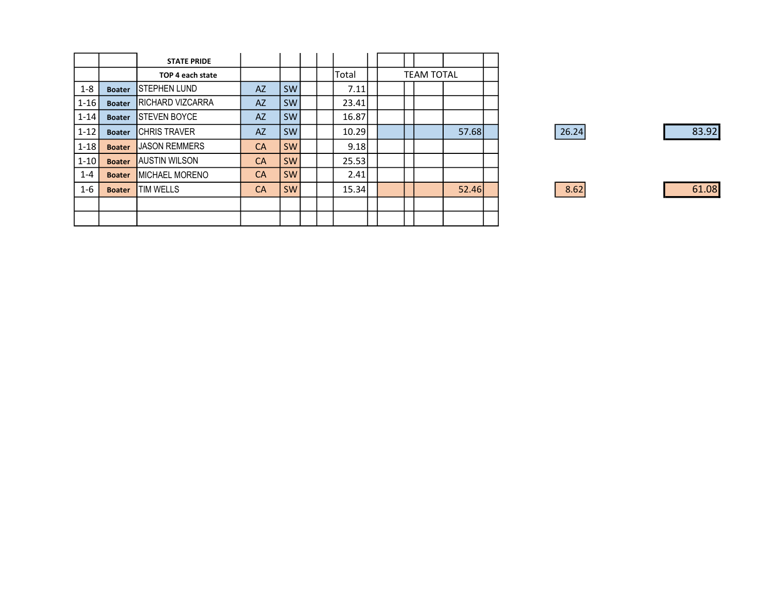| | | | | | | | | | | | | | | | |
|---|---|---|---|---|---|---|---|---|---|---|---|---|---|---|---|
| | | **STATE PRIDE** | | | | | | | | | | | | | |
| | | **TOP 4 each state** | | | | | Total | | TEAM TOTAL | | | | | | |
| 1-8 | **Boater** | STEPHEN LUND | AZ | SW | | | 7.11 | | | | | | | | |
| 1-16 | **Boater** | RICHARD VIZCARRA | AZ | SW | | | 23.41 | | | | | | | | |
| 1-14 | **Boater** | STEVEN BOYCE | AZ | SW | | | 16.87 | | | | | | | | |
| 1-12 | **Boater** | CHRIS TRAVER | AZ | SW | | | 10.29 | | | | | 57.68 | | 26.24 | 83.92 |
| 1-18 | **Boater** | JASON REMMERS | CA | SW | | | 9.18 | | | | | | | | |
| 1-10 | **Boater** | AUSTIN WILSON | CA | SW | | | 25.53 | | | | | | | | |
| 1-4 | **Boater** | MICHAEL MORENO | CA | SW | | | 2.41 | | | | | | | | |
| 1-6 | **Boater** | TIM WELLS | CA | SW | | | 15.34 | | | | | 52.46 | | 8.62 | 61.08 |
| | | | | | | | | | | | | | | | |
| | | | | | | | | | | | | | | | |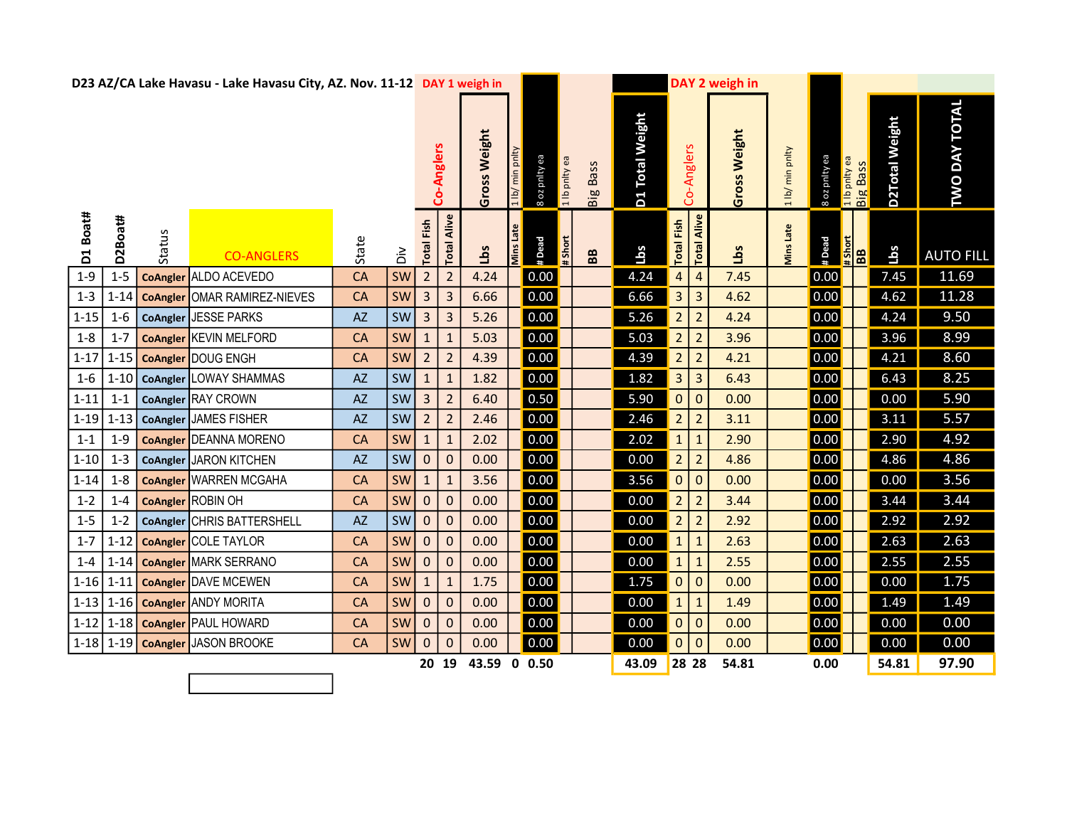| D23 AZ/CA Lake Havasu - Lake Havasu City, AZ. Nov. 11-12 | | | | | | DAY 1 weigh in | | | | | | | | DAY 2 weigh in | | | | | | | | | |
|---|---|---|---|---|---|---|---|---|---|---|---|---|---|---|---|---|---|---|---|---|---|---|---|
| | | | | | | Co-Anglers | | Gross Weight | 1 lb/ min pnlty | 8 oz pnlty ea | 1 lb pnlty ea | Big Bass | D1 Total Weight | Co-Anglers | | Gross Weight | 1 lb/ min pnlty | 8 oz pnlty ea | 1 lb pnlty ea | Big Bass | D2Total Weight | TWO DAY TOTAL |
| D1 Boat# | D2Boat# | Status | CO-ANGLERS | State | Div | Total Fish | Total Alive | Lbs | Mins Late | # Dead | # Short | BB | Lbs | Total Fish | Total Alive | Lbs | Mins Late | # Dead | # Short | BB | Lbs | AUTO FILL |
| 1-9 | 1-5 | CoAngler | ALDO ACEVEDO | CA | SW | 2 | 2 | 4.24 | | 0.00 | | | 4.24 | 4 | 4 | 7.45 | | 0.00 | | | 7.45 | 11.69 |
| 1-3 | 1-14 | CoAngler | OMAR RAMIREZ-NIEVES | CA | SW | 3 | 3 | 6.66 | | 0.00 | | | 6.66 | 3 | 3 | 4.62 | | 0.00 | | | 4.62 | 11.28 |
| 1-15 | 1-6 | CoAngler | JESSE PARKS | AZ | SW | 3 | 3 | 5.26 | | 0.00 | | | 5.26 | 2 | 2 | 4.24 | | 0.00 | | | 4.24 | 9.50 |
| 1-8 | 1-7 | CoAngler | KEVIN MELFORD | CA | SW | 1 | 1 | 5.03 | | 0.00 | | | 5.03 | 2 | 2 | 3.96 | | 0.00 | | | 3.96 | 8.99 |
| 1-17 | 1-15 | CoAngler | DOUG ENGH | CA | SW | 2 | 2 | 4.39 | | 0.00 | | | 4.39 | 2 | 2 | 4.21 | | 0.00 | | | 4.21 | 8.60 |
| 1-6 | 1-10 | CoAngler | LOWAY SHAMMAS | AZ | SW | 1 | 1 | 1.82 | | 0.00 | | | 1.82 | 3 | 3 | 6.43 | | 0.00 | | | 6.43 | 8.25 |
| 1-11 | 1-1 | CoAngler | RAY CROWN | AZ | SW | 3 | 2 | 6.40 | | 0.50 | | | 5.90 | 0 | 0 | 0.00 | | 0.00 | | | 0.00 | 5.90 |
| 1-19 | 1-13 | CoAngler | JAMES FISHER | AZ | SW | 2 | 2 | 2.46 | | 0.00 | | | 2.46 | 2 | 2 | 3.11 | | 0.00 | | | 3.11 | 5.57 |
| 1-1 | 1-9 | CoAngler | DEANNA MORENO | CA | SW | 1 | 1 | 2.02 | | 0.00 | | | 2.02 | 1 | 1 | 2.90 | | 0.00 | | | 2.90 | 4.92 |
| 1-10 | 1-3 | CoAngler | JARON KITCHEN | AZ | SW | 0 | 0 | 0.00 | | 0.00 | | | 0.00 | 2 | 2 | 4.86 | | 0.00 | | | 4.86 | 4.86 |
| 1-14 | 1-8 | CoAngler | WARREN MCGAHA | CA | SW | 1 | 1 | 3.56 | | 0.00 | | | 3.56 | 0 | 0 | 0.00 | | 0.00 | | | 0.00 | 3.56 |
| 1-2 | 1-4 | CoAngler | ROBIN OH | CA | SW | 0 | 0 | 0.00 | | 0.00 | | | 0.00 | 2 | 2 | 3.44 | | 0.00 | | | 3.44 | 3.44 |
| 1-5 | 1-2 | CoAngler | CHRIS BATTERSHELL | AZ | SW | 0 | 0 | 0.00 | | 0.00 | | | 0.00 | 2 | 2 | 2.92 | | 0.00 | | | 2.92 | 2.92 |
| 1-7 | 1-12 | CoAngler | COLE TAYLOR | CA | SW | 0 | 0 | 0.00 | | 0.00 | | | 0.00 | 1 | 1 | 2.63 | | 0.00 | | | 2.63 | 2.63 |
| 1-4 | 1-14 | CoAngler | MARK SERRANO | CA | SW | 0 | 0 | 0.00 | | 0.00 | | | 0.00 | 1 | 1 | 2.55 | | 0.00 | | | 2.55 | 2.55 |
| 1-16 | 1-11 | CoAngler | DAVE MCEWEN | CA | SW | 1 | 1 | 1.75 | | 0.00 | | | 1.75 | 0 | 0 | 0.00 | | 0.00 | | | 0.00 | 1.75 |
| 1-13 | 1-16 | CoAngler | ANDY MORITA | CA | SW | 0 | 0 | 0.00 | | 0.00 | | | 0.00 | 1 | 1 | 1.49 | | 0.00 | | | 1.49 | 1.49 |
| 1-12 | 1-18 | CoAngler | PAUL HOWARD | CA | SW | 0 | 0 | 0.00 | | 0.00 | | | 0.00 | 0 | 0 | 0.00 | | 0.00 | | | 0.00 | 0.00 |
| 1-18 | 1-19 | CoAngler | JASON BROOKE | CA | SW | 0 | 0 | 0.00 | | 0.00 | | | 0.00 | 0 | 0 | 0.00 | | 0.00 | | | 0.00 | 0.00 |
| | | | | | | 20 | 19 | 43.59 | 0 | 0.50 | | | 43.09 | 28 | 28 | 54.81 | | 0.00 | | | 54.81 | 97.90 |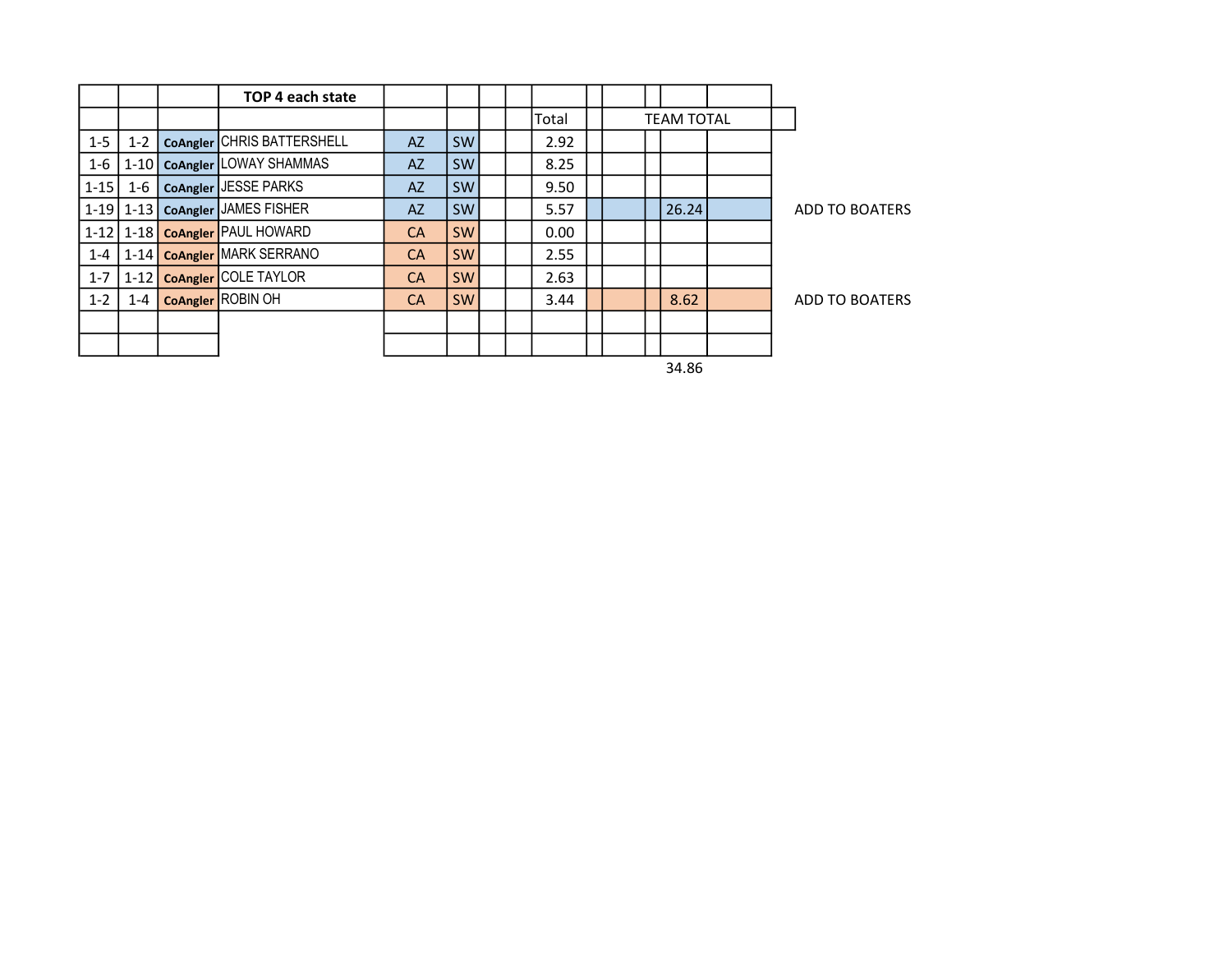| | | | | | | | | | | | | | | |
|---|---|---|---|---|---|---|---|---|---|---|---|---|---|---|
| | | | **TOP 4 each state** | | | | | | | | | | | |
| | | | | | | | | Total | | TEAM TOTAL | | | | |
| 1-5 | 1-2 | **CoAngler** | CHRIS BATTERSHELL | AZ | SW | | | 2.92 | | | | | | |
| 1-6 | 1-10 | **CoAngler** | LOWAY SHAMMAS | AZ | SW | | | 8.25 | | | | | | |
| 1-15 | 1-6 | **CoAngler** | JESSE PARKS | AZ | SW | | | 9.50 | | | | | | |
| 1-19 | 1-13 | **CoAngler** | JAMES FISHER | AZ | SW | | | 5.57 | | | | 26.24 | | ADD TO BOATERS |
| 1-12 | 1-18 | **CoAngler** | PAUL HOWARD | CA | SW | | | 0.00 | | | | | | |
| 1-4 | 1-14 | **CoAngler** | MARK SERRANO | CA | SW | | | 2.55 | | | | | | |
| 1-7 | 1-12 | **CoAngler** | COLE TAYLOR | CA | SW | | | 2.63 | | | | | | |
| 1-2 | 1-4 | **CoAngler** | ROBIN OH | CA | SW | | | 3.44 | | | | 8.62 | | ADD TO BOATERS |
| | | | | | | | | | | | | | | |
| | | | | | | | | | | | | | | |
| | | | | | | | | | | | | 34.86 | | |